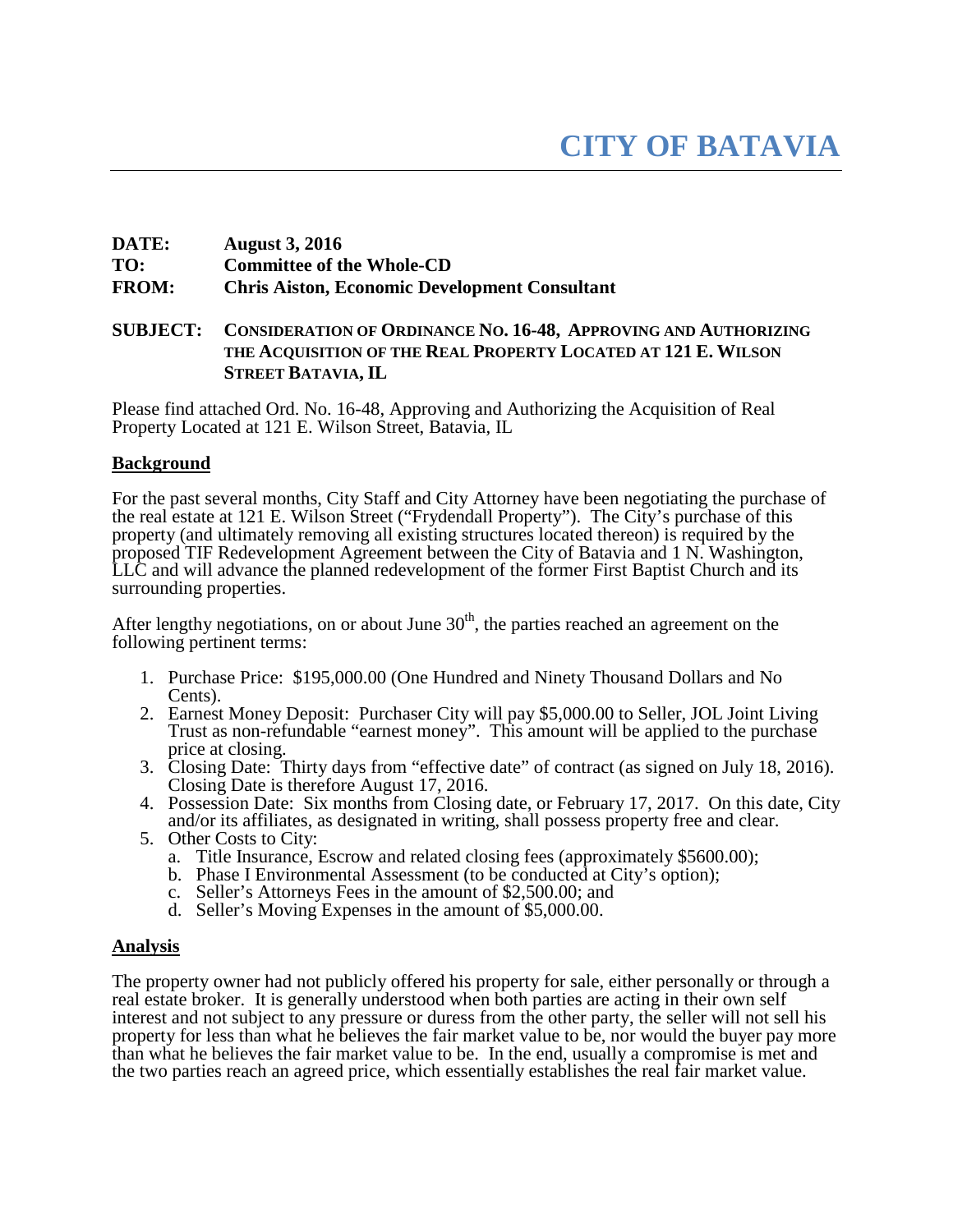# CITY OF BATAVIA

**DATE:** August 3, 2016
**TO:** Committee of the Whole-CD
**FROM:** Chris Aiston, Economic Development Consultant

**SUBJECT:** CONSIDERATION OF ORDINANCE NO. 16-48, APPROVING AND AUTHORIZING THE ACQUISITION OF THE REAL PROPERTY LOCATED AT 121 E. WILSON STREET BATAVIA, IL

Please find attached Ord. No. 16-48, Approving and Authorizing the Acquisition of Real Property Located at 121 E. Wilson Street, Batavia, IL

## Background

For the past several months, City Staff and City Attorney have been negotiating the purchase of the real estate at 121 E. Wilson Street ("Frydendall Property"). The City's purchase of this property (and ultimately removing all existing structures located thereon) is required by the proposed TIF Redevelopment Agreement between the City of Batavia and 1 N. Washington, LLC and will advance the planned redevelopment of the former First Baptist Church and its surrounding properties.

After lengthy negotiations, on or about June 30th, the parties reached an agreement on the following pertinent terms:

1. Purchase Price: $195,000.00 (One Hundred and Ninety Thousand Dollars and No Cents).
2. Earnest Money Deposit: Purchaser City will pay $5,000.00 to Seller, JOL Joint Living Trust as non-refundable "earnest money". This amount will be applied to the purchase price at closing.
3. Closing Date: Thirty days from "effective date" of contract (as signed on July 18, 2016). Closing Date is therefore August 17, 2016.
4. Possession Date: Six months from Closing date, or February 17, 2017. On this date, City and/or its affiliates, as designated in writing, shall possess property free and clear.
5. Other Costs to City:
   a. Title Insurance, Escrow and related closing fees (approximately $5600.00);
   b. Phase I Environmental Assessment (to be conducted at City's option);
   c. Seller's Attorneys Fees in the amount of $2,500.00; and
   d. Seller's Moving Expenses in the amount of $5,000.00.

## Analysis

The property owner had not publicly offered his property for sale, either personally or through a real estate broker. It is generally understood when both parties are acting in their own self interest and not subject to any pressure or duress from the other party, the seller will not sell his property for less than what he believes the fair market value to be, nor would the buyer pay more than what he believes the fair market value to be. In the end, usually a compromise is met and the two parties reach an agreed price, which essentially establishes the real fair market value.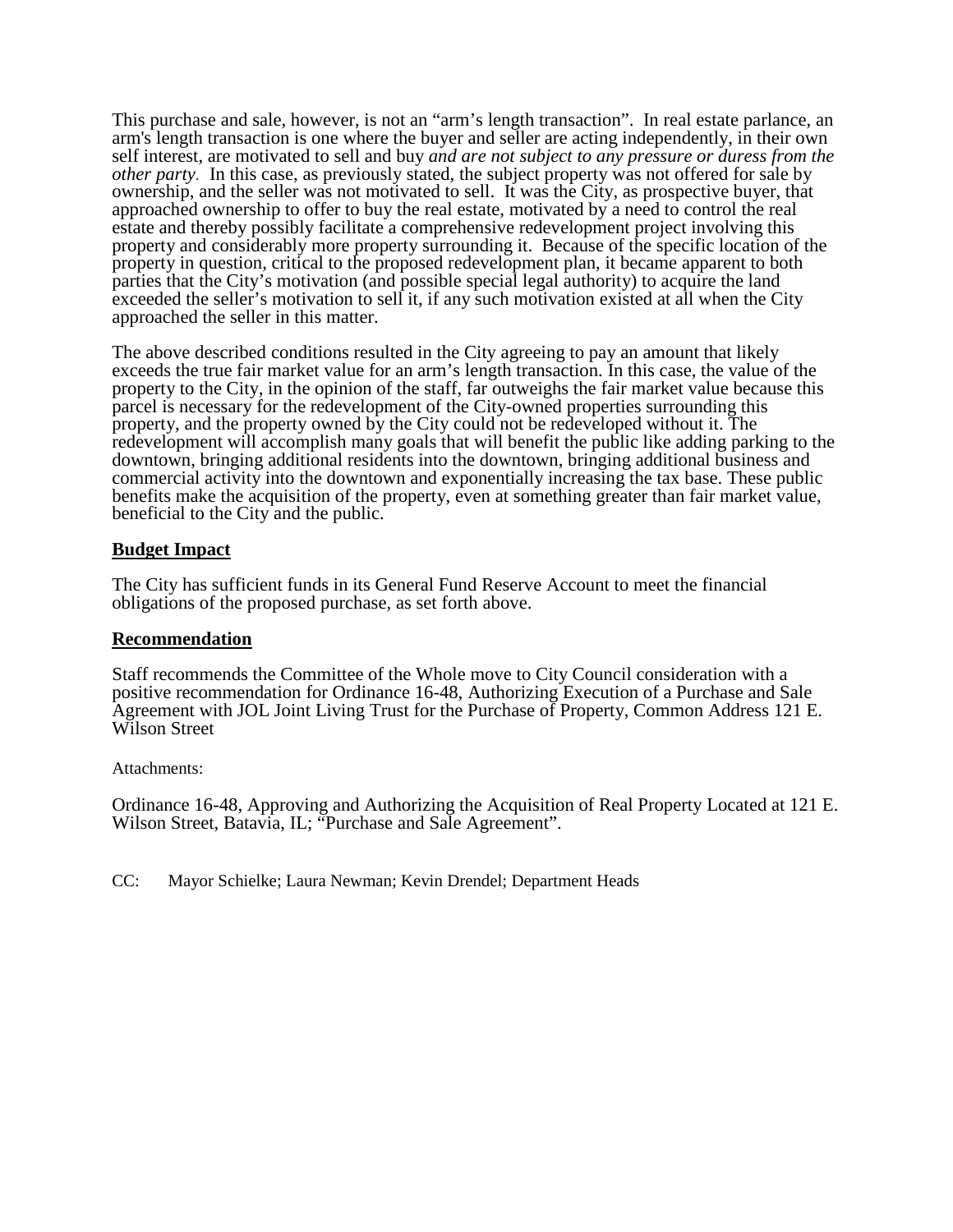This purchase and sale, however, is not an "arm's length transaction". In real estate parlance, an arm's length transaction is one where the buyer and seller are acting independently, in their own self interest, are motivated to sell and buy *and are not subject to any pressure or duress from the other party.* In this case, as previously stated, the subject property was not offered for sale by ownership, and the seller was not motivated to sell. It was the City, as prospective buyer, that approached ownership to offer to buy the real estate, motivated by a need to control the real estate and thereby possibly facilitate a comprehensive redevelopment project involving this property and considerably more property surrounding it. Because of the specific location of the property in question, critical to the proposed redevelopment plan, it became apparent to both parties that the City's motivation (and possible special legal authority) to acquire the land exceeded the seller's motivation to sell it, if any such motivation existed at all when the City approached the seller in this matter.

The above described conditions resulted in the City agreeing to pay an amount that likely exceeds the true fair market value for an arm's length transaction. In this case, the value of the property to the City, in the opinion of the staff, far outweighs the fair market value because this parcel is necessary for the redevelopment of the City-owned properties surrounding this property, and the property owned by the City could not be redeveloped without it. The redevelopment will accomplish many goals that will benefit the public like adding parking to the downtown, bringing additional residents into the downtown, bringing additional business and commercial activity into the downtown and exponentially increasing the tax base. These public benefits make the acquisition of the property, even at something greater than fair market value, beneficial to the City and the public.

**Budget Impact**

The City has sufficient funds in its General Fund Reserve Account to meet the financial obligations of the proposed purchase, as set forth above.

**Recommendation**

Staff recommends the Committee of the Whole move to City Council consideration with a positive recommendation for Ordinance 16-48, Authorizing Execution of a Purchase and Sale Agreement with JOL Joint Living Trust for the Purchase of Property, Common Address 121 E. Wilson Street

Attachments:

Ordinance 16-48, Approving and Authorizing the Acquisition of Real Property Located at 121 E. Wilson Street, Batavia, IL; "Purchase and Sale Agreement".

CC: Mayor Schielke; Laura Newman; Kevin Drendel; Department Heads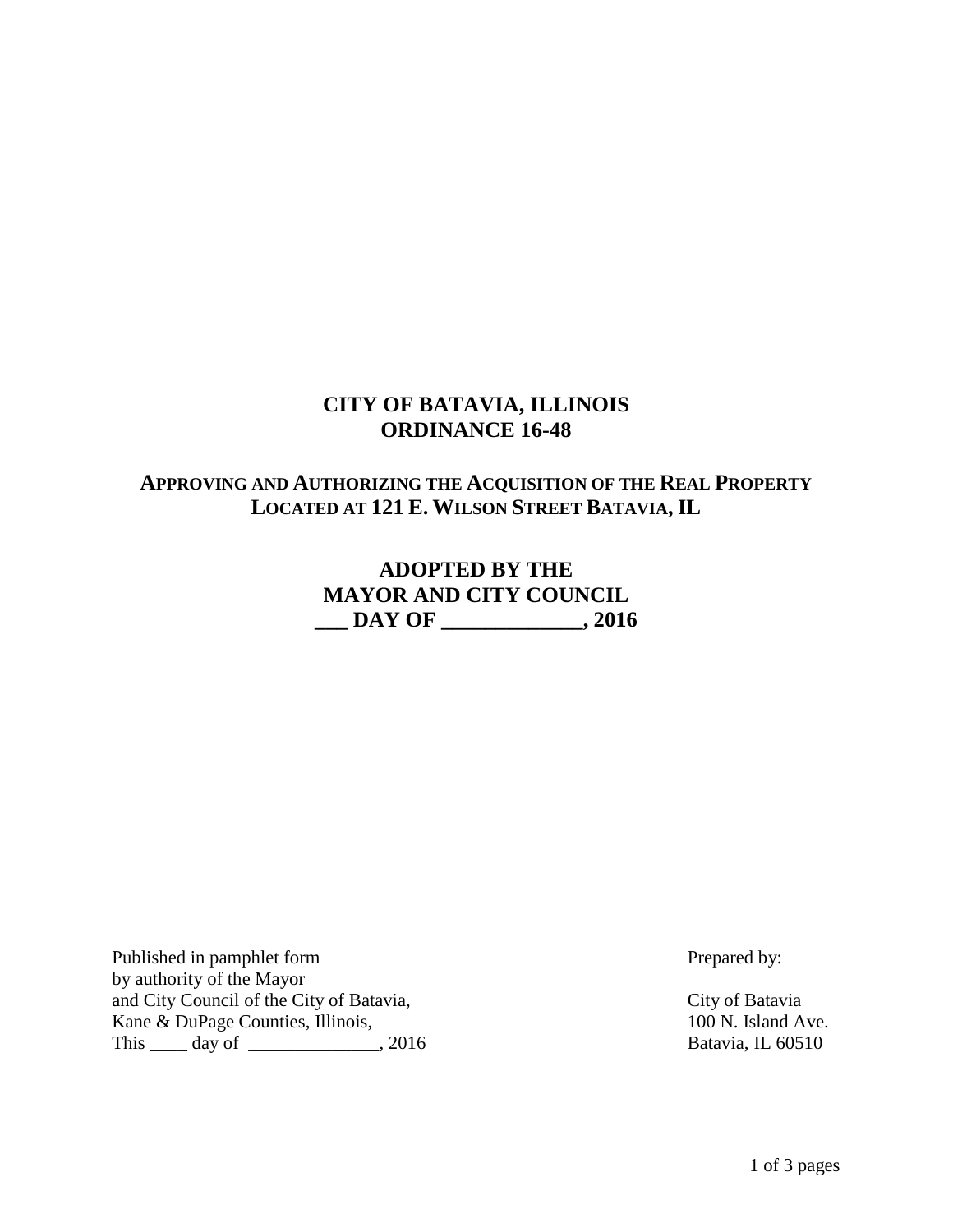# CITY OF BATAVIA, ILLINOIS
# ORDINANCE 16-48

## APPROVING AND AUTHORIZING THE ACQUISITION OF THE REAL PROPERTY LOCATED AT 121 E. WILSON STREET BATAVIA, IL

**ADOPTED BY THE**
**MAYOR AND CITY COUNCIL**
**___ DAY OF _____________, 2016**

Published in pamphlet form
by authority of the Mayor
and City Council of the City of Batavia,
Kane & DuPage Counties, Illinois,
This ____ day of ______________, 2016

Prepared by:

City of Batavia
100 N. Island Ave.
Batavia, IL 60510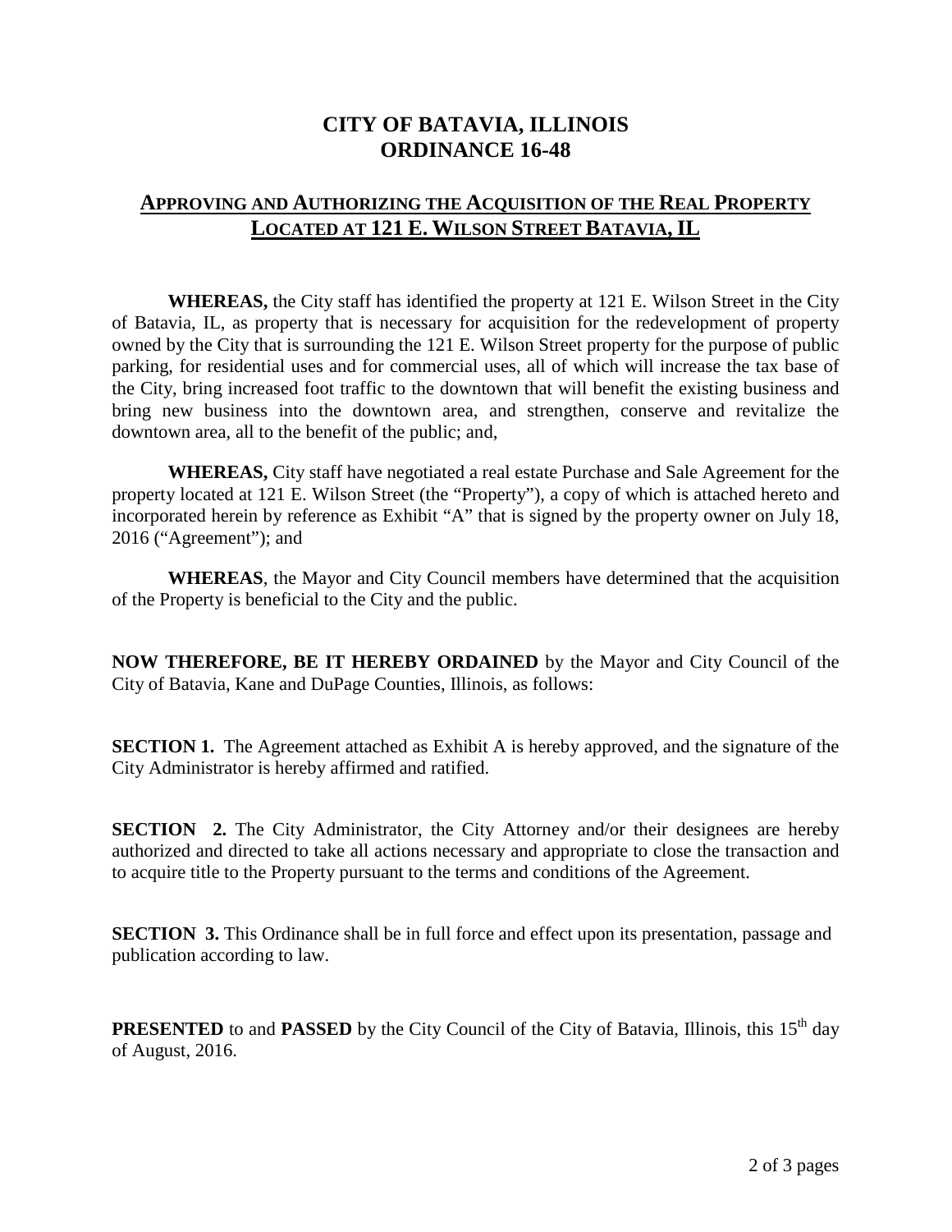# CITY OF BATAVIA, ILLINOIS
# ORDINANCE 16-48

## APPROVING AND AUTHORIZING THE ACQUISITION OF THE REAL PROPERTY LOCATED AT 121 E. WILSON STREET BATAVIA, IL

**WHEREAS,** the City staff has identified the property at 121 E. Wilson Street in the City of Batavia, IL, as property that is necessary for acquisition for the redevelopment of property owned by the City that is surrounding the 121 E. Wilson Street property for the purpose of public parking, for residential uses and for commercial uses, all of which will increase the tax base of the City, bring increased foot traffic to the downtown that will benefit the existing business and bring new business into the downtown area, and strengthen, conserve and revitalize the downtown area, all to the benefit of the public; and,

**WHEREAS,** City staff have negotiated a real estate Purchase and Sale Agreement for the property located at 121 E. Wilson Street (the "Property"), a copy of which is attached hereto and incorporated herein by reference as Exhibit "A" that is signed by the property owner on July 18, 2016 ("Agreement"); and

**WHEREAS**, the Mayor and City Council members have determined that the acquisition of the Property is beneficial to the City and the public.

**NOW THEREFORE, BE IT HEREBY ORDAINED** by the Mayor and City Council of the City of Batavia, Kane and DuPage Counties, Illinois, as follows:

**SECTION 1.** The Agreement attached as Exhibit A is hereby approved, and the signature of the City Administrator is hereby affirmed and ratified.

**SECTION 2.** The City Administrator, the City Attorney and/or their designees are hereby authorized and directed to take all actions necessary and appropriate to close the transaction and to acquire title to the Property pursuant to the terms and conditions of the Agreement.

**SECTION 3.** This Ordinance shall be in full force and effect upon its presentation, passage and publication according to law.

**PRESENTED** to and **PASSED** by the City Council of the City of Batavia, Illinois, this 15th day of August, 2016.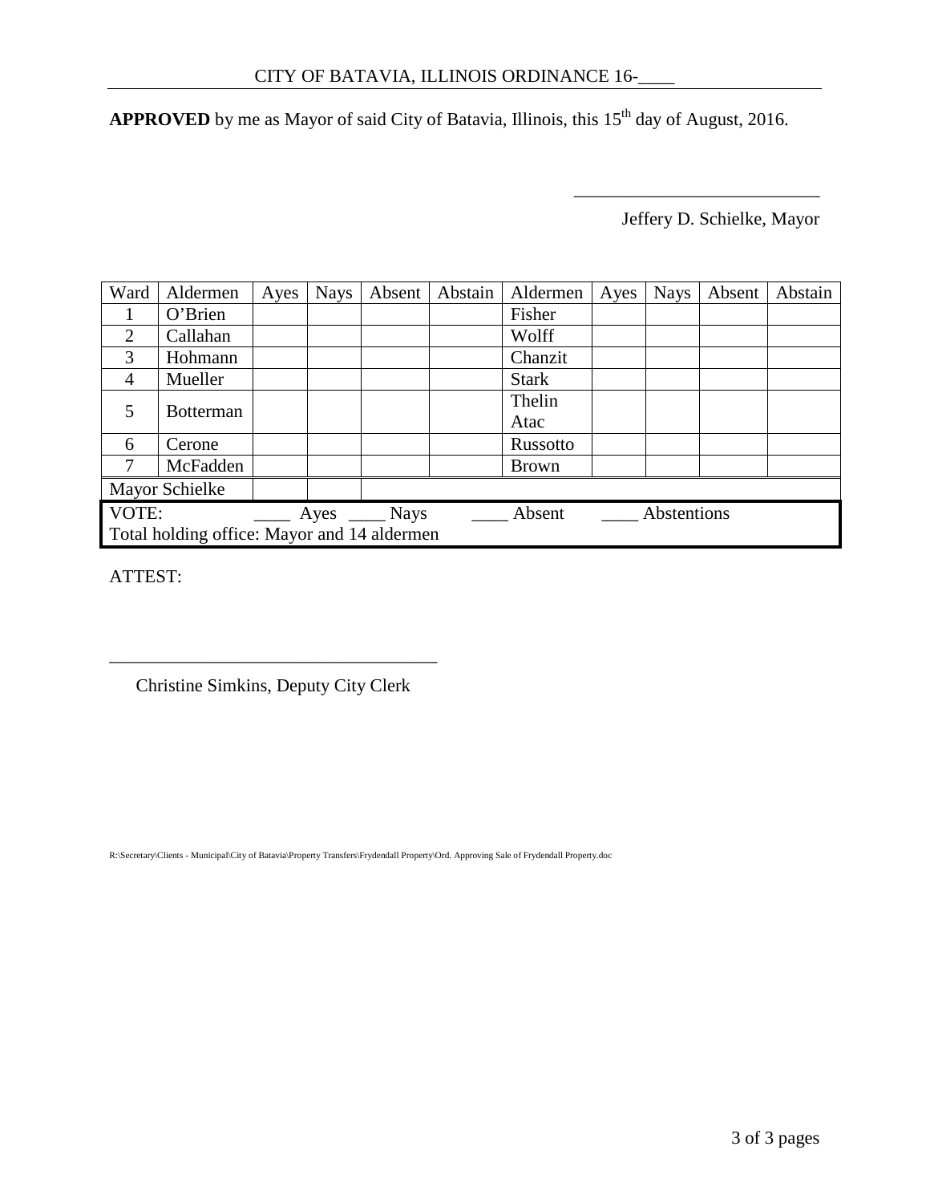CITY OF BATAVIA, ILLINOIS ORDINANCE 16-____

**APPROVED** by me as Mayor of said City of Batavia, Illinois, this 15th day of August, 2016.

___________________________

Jeffery D. Schielke, Mayor

| Ward | Aldermen | Ayes | Nays | Absent | Abstain | Aldermen | Ayes | Nays | Absent | Abstain |
|---|---|---|---|---|---|---|---|---|---|---|
| 1 | O'Brien | | | | | Fisher | | | | |
| 2 | Callahan | | | | | Wolff | | | | |
| 3 | Hohmann | | | | | Chanzit | | | | |
| 4 | Mueller | | | | | Stark | | | | |
| 5 | Botterman | | | | | Thelin Atac | | | | |
| 6 | Cerone | | | | | Russotto | | | | |
| 7 | McFadden | | | | | Brown | | | | |
| Mayor Schielke | | | | | | | | | | |
| VOTE: ____ Ayes ____ Nays ____ Absent ____ Abstentions | | | | | | | | | | |
| Total holding office: Mayor and 14 aldermen | | | | | | | | | | |

ATTEST:

___________________________________

Christine Simkins, Deputy City Clerk

R:\Secretary\Clients - Municipal\City of Batavia\Property Transfers\Frydendall Property\Ord. Approving Sale of Frydendall Property.doc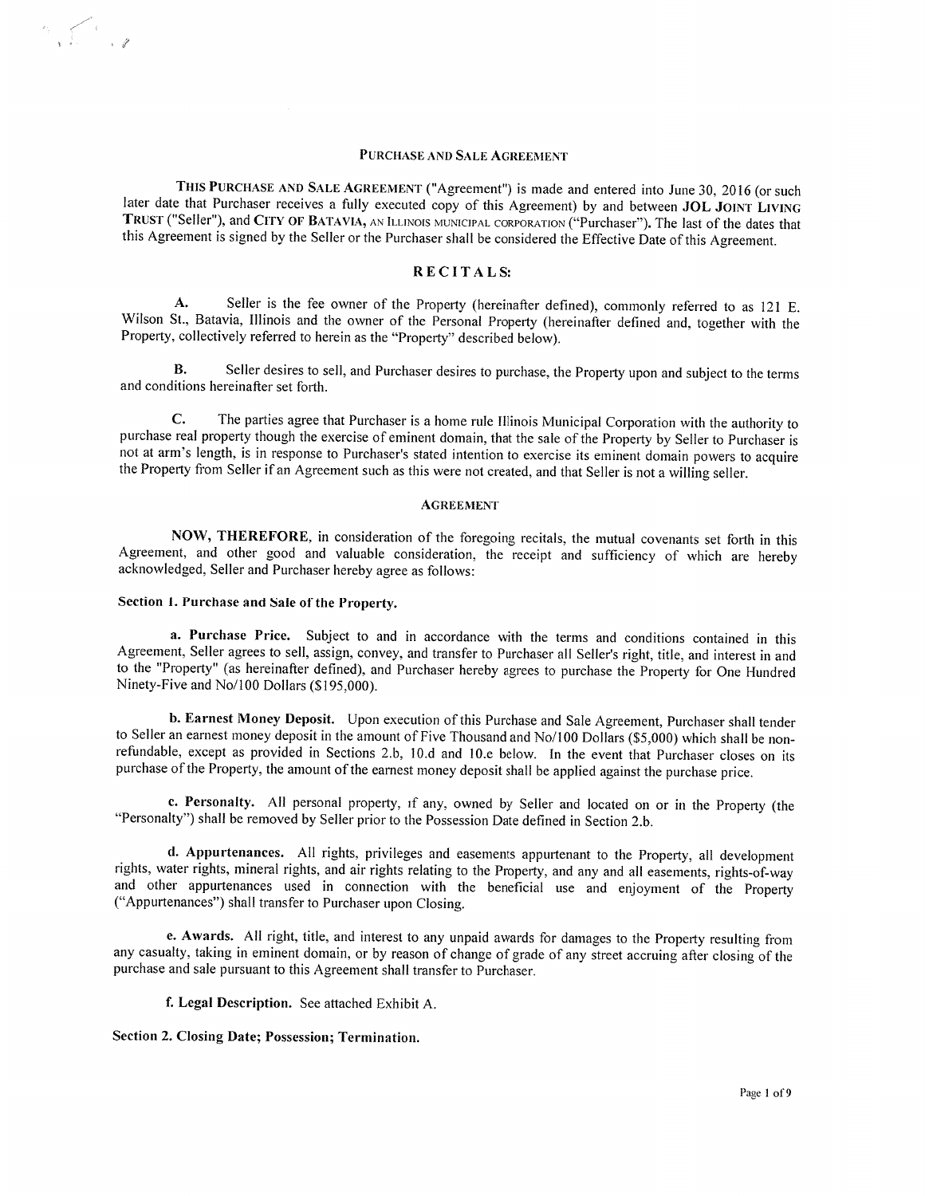## Purchase and Sale Agreement

**This Purchase and Sale Agreement** ("Agreement") is made and entered into June 30, 2016 (or such later date that Purchaser receives a fully executed copy of this Agreement) by and between **JOL Joint Living Trust** ("Seller"), and **City of Batavia**, an Illinois municipal corporation ("Purchaser"). The last of the dates that this Agreement is signed by the Seller or the Purchaser shall be considered the Effective Date of this Agreement.

### RECITALS:

**A.** Seller is the fee owner of the Property (hereinafter defined), commonly referred to as 121 E. Wilson St., Batavia, Illinois and the owner of the Personal Property (hereinafter defined and, together with the Property, collectively referred to herein as the "Property" described below).

**B.** Seller desires to sell, and Purchaser desires to purchase, the Property upon and subject to the terms and conditions hereinafter set forth.

**C.** The parties agree that Purchaser is a home rule Illinois Municipal Corporation with the authority to purchase real property though the exercise of eminent domain, that the sale of the Property by Seller to Purchaser is not at arm's length, is in response to Purchaser's stated intention to exercise its eminent domain powers to acquire the Property from Seller if an Agreement such as this were not created, and that Seller is not a willing seller.

### Agreement

**NOW, THEREFORE,** in consideration of the foregoing recitals, the mutual covenants set forth in this Agreement, and other good and valuable consideration, the receipt and sufficiency of which are hereby acknowledged, Seller and Purchaser hereby agree as follows:

**Section 1. Purchase and Sale of the Property.**

**a. Purchase Price.** Subject to and in accordance with the terms and conditions contained in this Agreement, Seller agrees to sell, assign, convey, and transfer to Purchaser all Seller's right, title, and interest in and to the "Property" (as hereinafter defined), and Purchaser hereby agrees to purchase the Property for One Hundred Ninety-Five and No/100 Dollars ($195,000).

**b. Earnest Money Deposit.** Upon execution of this Purchase and Sale Agreement, Purchaser shall tender to Seller an earnest money deposit in the amount of Five Thousand and No/100 Dollars ($5,000) which shall be non-refundable, except as provided in Sections 2.b, 10.d and 10.e below. In the event that Purchaser closes on its purchase of the Property, the amount of the earnest money deposit shall be applied against the purchase price.

**c. Personalty.** All personal property, if any, owned by Seller and located on or in the Property (the "Personalty") shall be removed by Seller prior to the Possession Date defined in Section 2.b.

**d. Appurtenances.** All rights, privileges and easements appurtenant to the Property, all development rights, water rights, mineral rights, and air rights relating to the Property, and any and all easements, rights-of-way and other appurtenances used in connection with the beneficial use and enjoyment of the Property ("Appurtenances") shall transfer to Purchaser upon Closing.

**e. Awards.** All right, title, and interest to any unpaid awards for damages to the Property resulting from any casualty, taking in eminent domain, or by reason of change of grade of any street accruing after closing of the purchase and sale pursuant to this Agreement shall transfer to Purchaser.

**f. Legal Description.** See attached Exhibit A.

**Section 2. Closing Date; Possession; Termination.**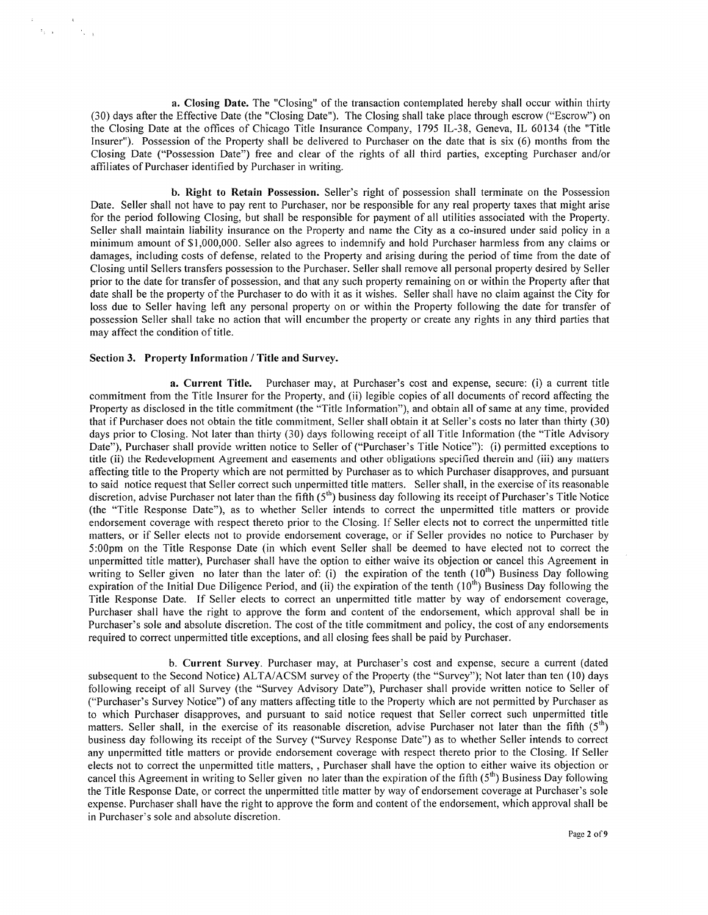**a. Closing Date.** The "Closing" of the transaction contemplated hereby shall occur within thirty (30) days after the Effective Date (the "Closing Date"). The Closing shall take place through escrow ("Escrow") on the Closing Date at the offices of Chicago Title Insurance Company, 1795 IL-38, Geneva, IL 60134 (the "Title Insurer"). Possession of the Property shall be delivered to Purchaser on the date that is six (6) months from the Closing Date ("Possession Date") free and clear of the rights of all third parties, excepting Purchaser and/or affiliates of Purchaser identified by Purchaser in writing.

**b. Right to Retain Possession.** Seller's right of possession shall terminate on the Possession Date. Seller shall not have to pay rent to Purchaser, nor be responsible for any real property taxes that might arise for the period following Closing, but shall be responsible for payment of all utilities associated with the Property. Seller shall maintain liability insurance on the Property and name the City as a co-insured under said policy in a minimum amount of $1,000,000. Seller also agrees to indemnify and hold Purchaser harmless from any claims or damages, including costs of defense, related to the Property and arising during the period of time from the date of Closing until Sellers transfers possession to the Purchaser. Seller shall remove all personal property desired by Seller prior to the date for transfer of possession, and that any such property remaining on or within the Property after that date shall be the property of the Purchaser to do with it as it wishes. Seller shall have no claim against the City for loss due to Seller having left any personal property on or within the Property following the date for transfer of possession Seller shall take no action that will encumber the property or create any rights in any third parties that may affect the condition of title.

### Section 3. Property Information / Title and Survey.

**a. Current Title.** Purchaser may, at Purchaser's cost and expense, secure: (i) a current title commitment from the Title Insurer for the Property, and (ii) legible copies of all documents of record affecting the Property as disclosed in the title commitment (the "Title Information"), and obtain all of same at any time, provided that if Purchaser does not obtain the title commitment, Seller shall obtain it at Seller's costs no later than thirty (30) days prior to Closing. Not later than thirty (30) days following receipt of all Title Information (the "Title Advisory Date"), Purchaser shall provide written notice to Seller of ("Purchaser's Title Notice"): (i) permitted exceptions to title (ii) the Redevelopment Agreement and easements and other obligations specified therein and (iii) any matters affecting title to the Property which are not permitted by Purchaser as to which Purchaser disapproves, and pursuant to said notice request that Seller correct such unpermitted title matters. Seller shall, in the exercise of its reasonable discretion, advise Purchaser not later than the fifth (5th) business day following its receipt of Purchaser's Title Notice (the "Title Response Date"), as to whether Seller intends to correct the unpermitted title matters or provide endorsement coverage with respect thereto prior to the Closing. If Seller elects not to correct the unpermitted title matters, or if Seller elects not to provide endorsement coverage, or if Seller provides no notice to Purchaser by 5:00pm on the Title Response Date (in which event Seller shall be deemed to have elected not to correct the unpermitted title matter), Purchaser shall have the option to either waive its objection or cancel this Agreement in writing to Seller given no later than the later of: (i) the expiration of the tenth (10th) Business Day following expiration of the Initial Due Diligence Period, and (ii) the expiration of the tenth (10th) Business Day following the Title Response Date. If Seller elects to correct an unpermitted title matter by way of endorsement coverage, Purchaser shall have the right to approve the form and content of the endorsement, which approval shall be in Purchaser's sole and absolute discretion. The cost of the title commitment and policy, the cost of any endorsements required to correct unpermitted title exceptions, and all closing fees shall be paid by Purchaser.

b. **Current Survey**. Purchaser may, at Purchaser's cost and expense, secure a current (dated subsequent to the Second Notice) ALTA/ACSM survey of the Property (the "Survey"); Not later than ten (10) days following receipt of all Survey (the "Survey Advisory Date"), Purchaser shall provide written notice to Seller of ("Purchaser's Survey Notice") of any matters affecting title to the Property which are not permitted by Purchaser as to which Purchaser disapproves, and pursuant to said notice request that Seller correct such unpermitted title matters. Seller shall, in the exercise of its reasonable discretion, advise Purchaser not later than the fifth (5th) business day following its receipt of the Survey ("Survey Response Date") as to whether Seller intends to correct any unpermitted title matters or provide endorsement coverage with respect thereto prior to the Closing. If Seller elects not to correct the unpermitted title matters, , Purchaser shall have the option to either waive its objection or cancel this Agreement in writing to Seller given no later than the expiration of the fifth (5th) Business Day following the Title Response Date, or correct the unpermitted title matter by way of endorsement coverage at Purchaser's sole expense. Purchaser shall have the right to approve the form and content of the endorsement, which approval shall be in Purchaser's sole and absolute discretion.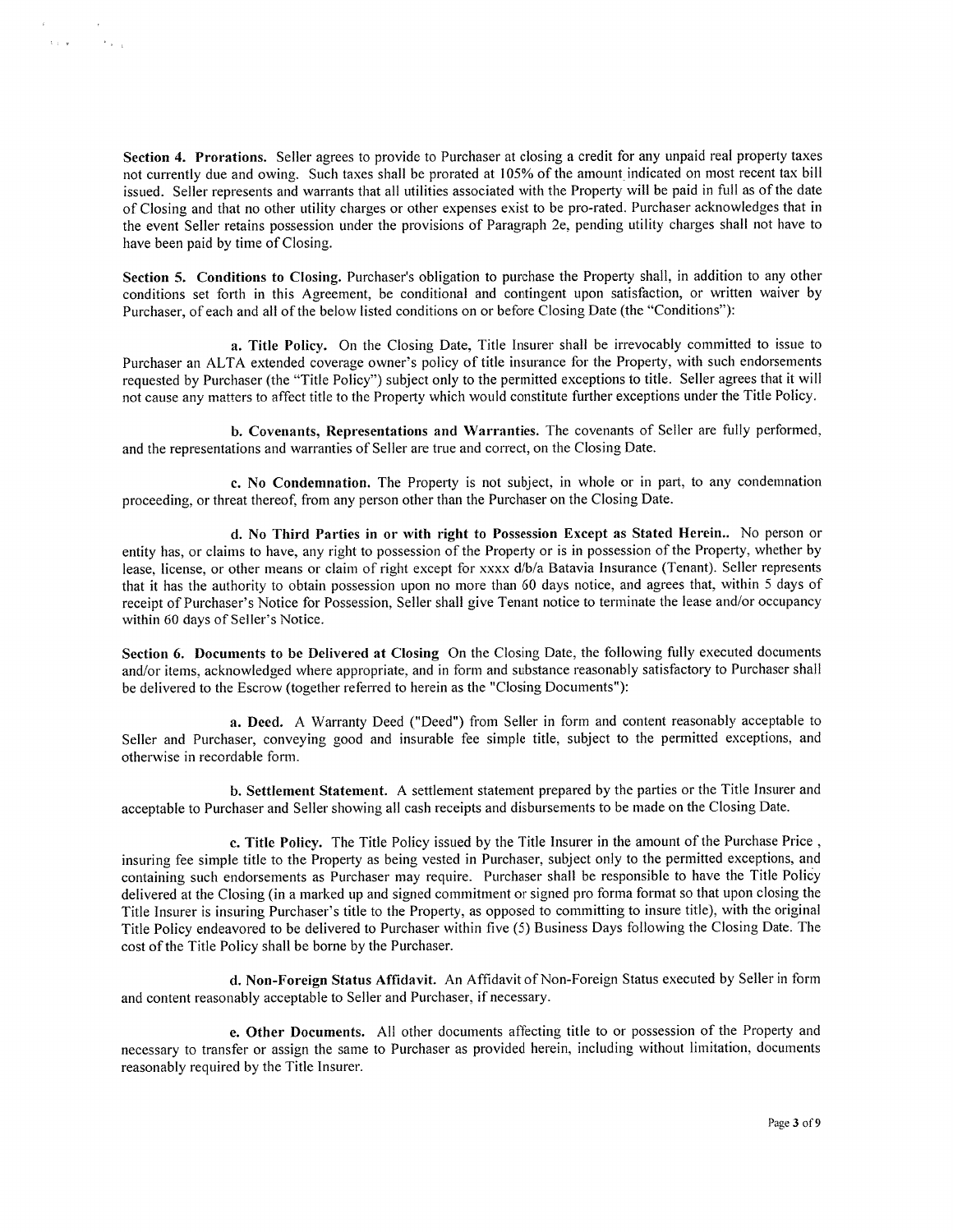**Section 4. Prorations.** Seller agrees to provide to Purchaser at closing a credit for any unpaid real property taxes not currently due and owing. Such taxes shall be prorated at 105% of the amount indicated on most recent tax bill issued. Seller represents and warrants that all utilities associated with the Property will be paid in full as of the date of Closing and that no other utility charges or other expenses exist to be pro-rated. Purchaser acknowledges that in the event Seller retains possession under the provisions of Paragraph 2e, pending utility charges shall not have to have been paid by time of Closing.

**Section 5. Conditions to Closing.** Purchaser's obligation to purchase the Property shall, in addition to any other conditions set forth in this Agreement, be conditional and contingent upon satisfaction, or written waiver by Purchaser, of each and all of the below listed conditions on or before Closing Date (the "Conditions"):

**a. Title Policy.** On the Closing Date, Title Insurer shall be irrevocably committed to issue to Purchaser an ALTA extended coverage owner's policy of title insurance for the Property, with such endorsements requested by Purchaser (the "Title Policy") subject only to the permitted exceptions to title. Seller agrees that it will not cause any matters to affect title to the Property which would constitute further exceptions under the Title Policy.

**b. Covenants, Representations and Warranties.** The covenants of Seller are fully performed, and the representations and warranties of Seller are true and correct, on the Closing Date.

**c. No Condemnation.** The Property is not subject, in whole or in part, to any condemnation proceeding, or threat thereof, from any person other than the Purchaser on the Closing Date.

**d. No Third Parties in or with right to Possession Except as Stated Herein..** No person or entity has, or claims to have, any right to possession of the Property or is in possession of the Property, whether by lease, license, or other means or claim of right except for xxxx d/b/a Batavia Insurance (Tenant). Seller represents that it has the authority to obtain possession upon no more than 60 days notice, and agrees that, within 5 days of receipt of Purchaser's Notice for Possession, Seller shall give Tenant notice to terminate the lease and/or occupancy within 60 days of Seller's Notice.

**Section 6. Documents to be Delivered at Closing** On the Closing Date, the following fully executed documents and/or items, acknowledged where appropriate, and in form and substance reasonably satisfactory to Purchaser shall be delivered to the Escrow (together referred to herein as the "Closing Documents"):

**a. Deed.** A Warranty Deed ("Deed") from Seller in form and content reasonably acceptable to Seller and Purchaser, conveying good and insurable fee simple title, subject to the permitted exceptions, and otherwise in recordable form.

**b. Settlement Statement.** A settlement statement prepared by the parties or the Title Insurer and acceptable to Purchaser and Seller showing all cash receipts and disbursements to be made on the Closing Date.

**c. Title Policy.** The Title Policy issued by the Title Insurer in the amount of the Purchase Price , insuring fee simple title to the Property as being vested in Purchaser, subject only to the permitted exceptions, and containing such endorsements as Purchaser may require. Purchaser shall be responsible to have the Title Policy delivered at the Closing (in a marked up and signed commitment or signed pro forma format so that upon closing the Title Insurer is insuring Purchaser's title to the Property, as opposed to committing to insure title), with the original Title Policy endeavored to be delivered to Purchaser within five (5) Business Days following the Closing Date. The cost of the Title Policy shall be borne by the Purchaser.

**d. Non-Foreign Status Affidavit.** An Affidavit of Non-Foreign Status executed by Seller in form and content reasonably acceptable to Seller and Purchaser, if necessary.

**e. Other Documents.** All other documents affecting title to or possession of the Property and necessary to transfer or assign the same to Purchaser as provided herein, including without limitation, documents reasonably required by the Title Insurer.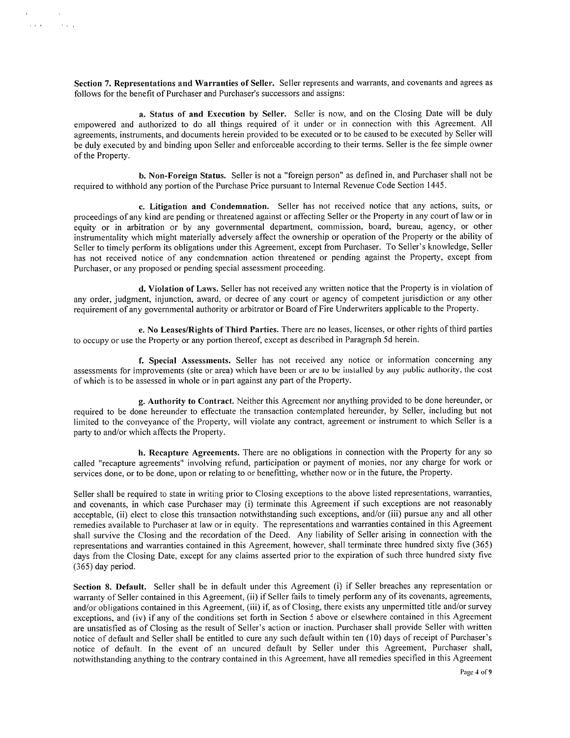**Section 7. Representations and Warranties of Seller.** Seller represents and warrants, and covenants and agrees as follows for the benefit of Purchaser and Purchaser's successors and assigns:

**a. Status of and Execution by Seller.** Seller is now, and on the Closing Date will be duly empowered and authorized to do all things required of it under or in connection with this Agreement. All agreements, instruments, and documents herein provided to be executed or to be caused to be executed by Seller will be duly executed by and binding upon Seller and enforceable according to their terms. Seller is the fee simple owner of the Property.

**b. Non-Foreign Status.** Seller is not a "foreign person" as defined in, and Purchaser shall not be required to withhold any portion of the Purchase Price pursuant to Internal Revenue Code Section 1445.

**c. Litigation and Condemnation.** Seller has not received notice that any actions, suits, or proceedings of any kind are pending or threatened against or affecting Seller or the Property in any court of law or in equity or in arbitration or by any governmental department, commission, board, bureau, agency, or other instrumentality which might materially adversely affect the ownership or operation of the Property or the ability of Seller to timely perform its obligations under this Agreement, except from Purchaser. To Seller's knowledge, Seller has not received notice of any condemnation action threatened or pending against the Property, except from Purchaser, or any proposed or pending special assessment proceeding.

**d. Violation of Laws.** Seller has not received any written notice that the Property is in violation of any order, judgment, injunction, award, or decree of any court or agency of competent jurisdiction or any other requirement of any governmental authority or arbitrator or Board of Fire Underwriters applicable to the Property.

**e. No Leases/Rights of Third Parties.** There are no leases, licenses, or other rights of third parties to occupy or use the Property or any portion thereof, except as described in Paragraph 5d herein.

**f. Special Assessments.** Seller has not received any notice or information concerning any assessments for improvements (site or area) which have been or are to be installed by any public authority, the cost of which is to be assessed in whole or in part against any part of the Property.

**g. Authority to Contract.** Neither this Agreement nor anything provided to be done hereunder, or required to be done hereunder to effectuate the transaction contemplated hereunder, by Seller, including but not limited to the conveyance of the Property, will violate any contract, agreement or instrument to which Seller is a party to and/or which affects the Property.

**h. Recapture Agreements.** There are no obligations in connection with the Property for any so called "recapture agreements" involving refund, participation or payment of monies, nor any charge for work or services done, or to be done, upon or relating to or benefitting, whether now or in the future, the Property.

Seller shall be required to state in writing prior to Closing exceptions to the above listed representations, warranties, and covenants, in which case Purchaser may (i) terminate this Agreement if such exceptions are not reasonably acceptable, (ii) elect to close this transaction notwithstanding such exceptions, and/or (iii) pursue any and all other remedies available to Purchaser at law or in equity. The representations and warranties contained in this Agreement shall survive the Closing and the recordation of the Deed. Any liability of Seller arising in connection with the representations and warranties contained in this Agreement, however, shall terminate three hundred sixty five (365) days from the Closing Date, except for any claims asserted prior to the expiration of such three hundred sixty five (365) day period.

**Section 8. Default.** Seller shall be in default under this Agreement (i) if Seller breaches any representation or warranty of Seller contained in this Agreement, (ii) if Seller fails to timely perform any of its covenants, agreements, and/or obligations contained in this Agreement, (iii) if, as of Closing, there exists any unpermitted title and/or survey exceptions, and (iv) if any of the conditions set forth in Section 5 above or elsewhere contained in this Agreement are unsatisfied as of Closing as the result of Seller's action or inaction. Purchaser shall provide Seller with written notice of default and Seller shall be entitled to cure any such default within ten (10) days of receipt of Purchaser's notice of default. In the event of an uncured default by Seller under this Agreement, Purchaser shall, notwithstanding anything to the contrary contained in this Agreement, have all remedies specified in this Agreement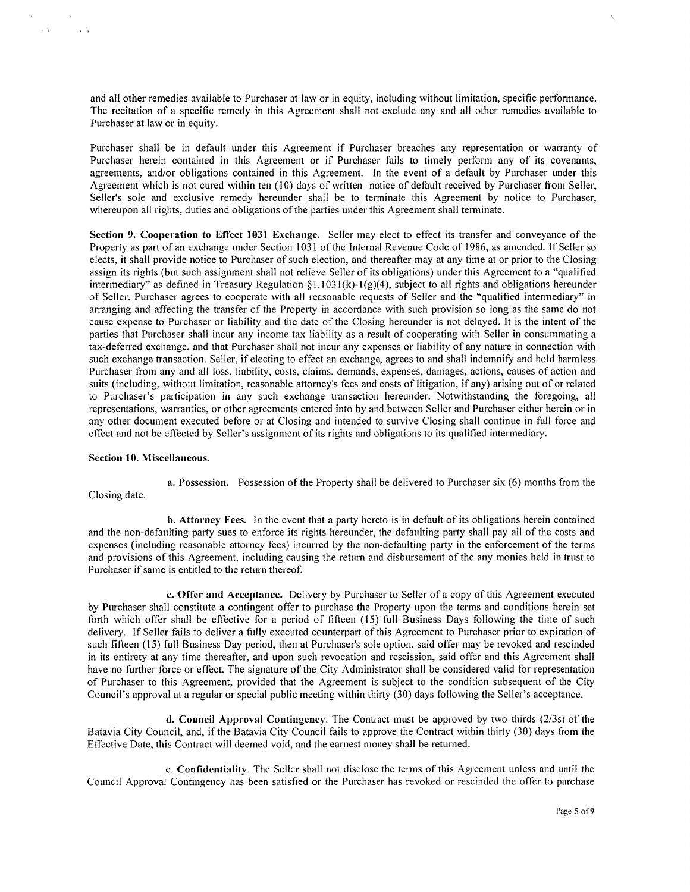and all other remedies available to Purchaser at law or in equity, including without limitation, specific performance. The recitation of a specific remedy in this Agreement shall not exclude any and all other remedies available to Purchaser at law or in equity.

Purchaser shall be in default under this Agreement if Purchaser breaches any representation or warranty of Purchaser herein contained in this Agreement or if Purchaser fails to timely perform any of its covenants, agreements, and/or obligations contained in this Agreement. In the event of a default by Purchaser under this Agreement which is not cured within ten (10) days of written notice of default received by Purchaser from Seller, Seller's sole and exclusive remedy hereunder shall be to terminate this Agreement by notice to Purchaser, whereupon all rights, duties and obligations of the parties under this Agreement shall terminate.

**Section 9. Cooperation to Effect 1031 Exchange.** Seller may elect to effect its transfer and conveyance of the Property as part of an exchange under Section 1031 of the Internal Revenue Code of 1986, as amended. If Seller so elects, it shall provide notice to Purchaser of such election, and thereafter may at any time at or prior to the Closing assign its rights (but such assignment shall not relieve Seller of its obligations) under this Agreement to a "qualified intermediary" as defined in Treasury Regulation §1.1031(k)-1(g)(4), subject to all rights and obligations hereunder of Seller. Purchaser agrees to cooperate with all reasonable requests of Seller and the "qualified intermediary" in arranging and affecting the transfer of the Property in accordance with such provision so long as the same do not cause expense to Purchaser or liability and the date of the Closing hereunder is not delayed. It is the intent of the parties that Purchaser shall incur any income tax liability as a result of cooperating with Seller in consummating a tax-deferred exchange, and that Purchaser shall not incur any expenses or liability of any nature in connection with such exchange transaction. Seller, if electing to effect an exchange, agrees to and shall indemnify and hold harmless Purchaser from any and all loss, liability, costs, claims, demands, expenses, damages, actions, causes of action and suits (including, without limitation, reasonable attorney's fees and costs of litigation, if any) arising out of or related to Purchaser's participation in any such exchange transaction hereunder. Notwithstanding the foregoing, all representations, warranties, or other agreements entered into by and between Seller and Purchaser either herein or in any other document executed before or at Closing and intended to survive Closing shall continue in full force and effect and not be effected by Seller's assignment of its rights and obligations to its qualified intermediary.

**Section 10. Miscellaneous.**

**a. Possession.** Possession of the Property shall be delivered to Purchaser six (6) months from the Closing date.

**b. Attorney Fees.** In the event that a party hereto is in default of its obligations herein contained and the non-defaulting party sues to enforce its rights hereunder, the defaulting party shall pay all of the costs and expenses (including reasonable attorney fees) incurred by the non-defaulting party in the enforcement of the terms and provisions of this Agreement, including causing the return and disbursement of the any monies held in trust to Purchaser if same is entitled to the return thereof.

**c. Offer and Acceptance.** Delivery by Purchaser to Seller of a copy of this Agreement executed by Purchaser shall constitute a contingent offer to purchase the Property upon the terms and conditions herein set forth which offer shall be effective for a period of fifteen (15) full Business Days following the time of such delivery. If Seller fails to deliver a fully executed counterpart of this Agreement to Purchaser prior to expiration of such fifteen (15) full Business Day period, then at Purchaser's sole option, said offer may be revoked and rescinded in its entirety at any time thereafter, and upon such revocation and rescission, said offer and this Agreement shall have no further force or effect. The signature of the City Administrator shall be considered valid for representation of Purchaser to this Agreement, provided that the Agreement is subject to the condition subsequent of the City Council's approval at a regular or special public meeting within thirty (30) days following the Seller's acceptance.

**d. Council Approval Contingency.** The Contract must be approved by two thirds (2/3s) of the Batavia City Council, and, if the Batavia City Council fails to approve the Contract within thirty (30) days from the Effective Date, this Contract will deemed void, and the earnest money shall be returned.

**e. Confidentiality.** The Seller shall not disclose the terms of this Agreement unless and until the Council Approval Contingency has been satisfied or the Purchaser has revoked or rescinded the offer to purchase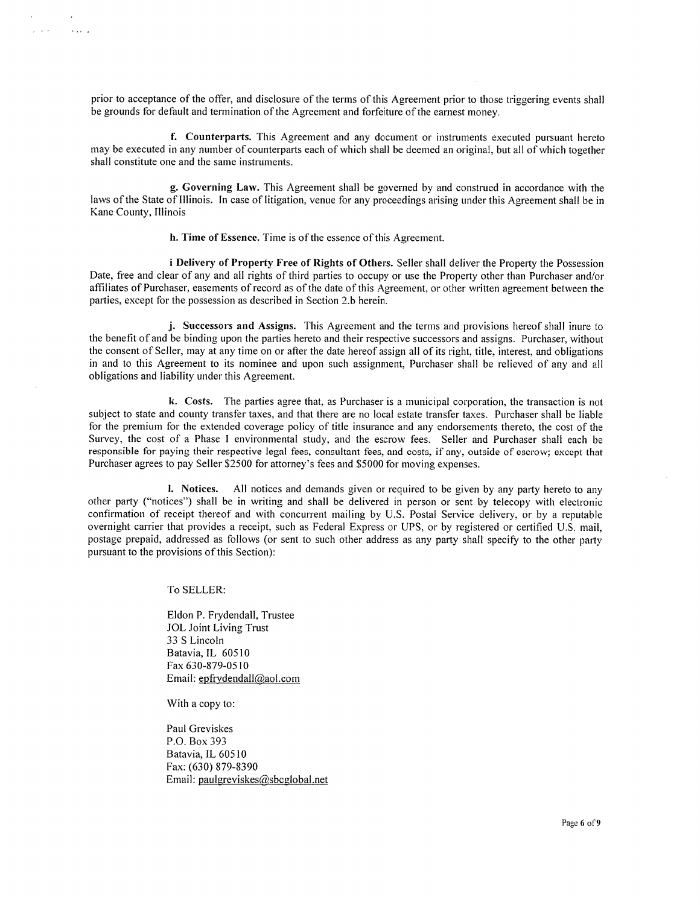prior to acceptance of the offer, and disclosure of the terms of this Agreement prior to those triggering events shall be grounds for default and termination of the Agreement and forfeiture of the earnest money.

**f. Counterparts.** This Agreement and any document or instruments executed pursuant hereto may be executed in any number of counterparts each of which shall be deemed an original, but all of which together shall constitute one and the same instruments.

**g. Governing Law.** This Agreement shall be governed by and construed in accordance with the laws of the State of Illinois. In case of litigation, venue for any proceedings arising under this Agreement shall be in Kane County, Illinois

**h. Time of Essence.** Time is of the essence of this Agreement.

**i Delivery of Property Free of Rights of Others.** Seller shall deliver the Property the Possession Date, free and clear of any and all rights of third parties to occupy or use the Property other than Purchaser and/or affiliates of Purchaser, easements of record as of the date of this Agreement, or other written agreement between the parties, except for the possession as described in Section 2.b herein.

**j. Successors and Assigns.** This Agreement and the terms and provisions hereof shall inure to the benefit of and be binding upon the parties hereto and their respective successors and assigns. Purchaser, without the consent of Seller, may at any time on or after the date hereof assign all of its right, title, interest, and obligations in and to this Agreement to its nominee and upon such assignment, Purchaser shall be relieved of any and all obligations and liability under this Agreement.

**k. Costs.** The parties agree that, as Purchaser is a municipal corporation, the transaction is not subject to state and county transfer taxes, and that there are no local estate transfer taxes. Purchaser shall be liable for the premium for the extended coverage policy of title insurance and any endorsements thereto, the cost of the Survey, the cost of a Phase I environmental study, and the escrow fees. Seller and Purchaser shall each be responsible for paying their respective legal fees, consultant fees, and costs, if any, outside of escrow; except that Purchaser agrees to pay Seller $2500 for attorney's fees and $5000 for moving expenses.

**l. Notices.** All notices and demands given or required to be given by any party hereto to any other party ("notices") shall be in writing and shall be delivered in person or sent by telecopy with electronic confirmation of receipt thereof and with concurrent mailing by U.S. Postal Service delivery, or by a reputable overnight carrier that provides a receipt, such as Federal Express or UPS, or by registered or certified U.S. mail, postage prepaid, addressed as follows (or sent to such other address as any party shall specify to the other party pursuant to the provisions of this Section):

To SELLER:

Eldon P. Frydendall, Trustee
JOL Joint Living Trust
33 S Lincoln
Batavia, IL 60510
Fax 630-879-0510
Email: epfrydendall@aol.com

With a copy to:

Paul Greviskes
P.O. Box 393
Batavia, IL 60510
Fax: (630) 879-8390
Email: paulgreviskes@sbcglobal.net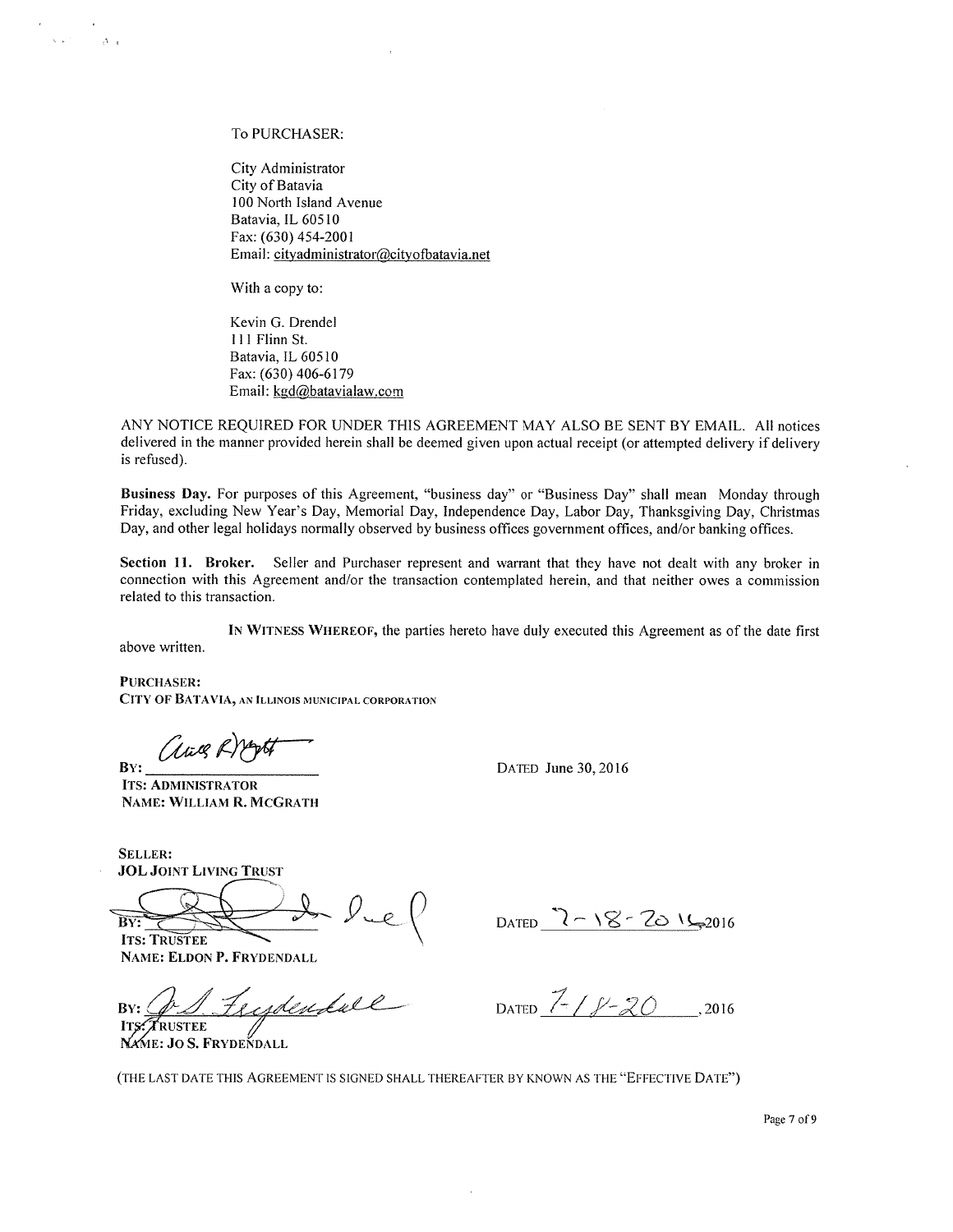To PURCHASER:

City Administrator
City of Batavia
100 North Island Avenue
Batavia, IL 60510
Fax: (630) 454-2001
Email: cityadministrator@cityofbatavia.net

With a copy to:

Kevin G. Drendel
111 Flinn St.
Batavia, IL 60510
Fax: (630) 406-6179
Email: kgd@batavialaw.com

ANY NOTICE REQUIRED FOR UNDER THIS AGREEMENT MAY ALSO BE SENT BY EMAIL. All notices delivered in the manner provided herein shall be deemed given upon actual receipt (or attempted delivery if delivery is refused).

**Business Day.** For purposes of this Agreement, "business day" or "Business Day" shall mean Monday through Friday, excluding New Year's Day, Memorial Day, Independence Day, Labor Day, Thanksgiving Day, Christmas Day, and other legal holidays normally observed by business offices government offices, and/or banking offices.

**Section 11. Broker.** Seller and Purchaser represent and warrant that they have not dealt with any broker in connection with this Agreement and/or the transaction contemplated herein, and that neither owes a commission related to this transaction.

IN WITNESS WHEREOF, the parties hereto have duly executed this Agreement as of the date first above written.

**PURCHASER:**
**CITY OF BATAVIA, AN ILLINOIS MUNICIPAL CORPORATION**

BY: *[signature]*
**ITS: ADMINISTRATOR**
**NAME: WILLIAM R. MCGRATH**

DATED June 30, 2016

**SELLER:**
**JOL JOINT LIVING TRUST**

BY: *[signature]*
**ITS: TRUSTEE**
**NAME: ELDON P. FRYDENDALL**

DATED 7-18-2016 2016

BY: *[signature]*
**ITS: TRUSTEE**
**NAME: JO S. FRYDENDALL**

DATED 7-18-20, 2016

(THE LAST DATE THIS AGREEMENT IS SIGNED SHALL THEREAFTER BY KNOWN AS THE "EFFECTIVE DATE")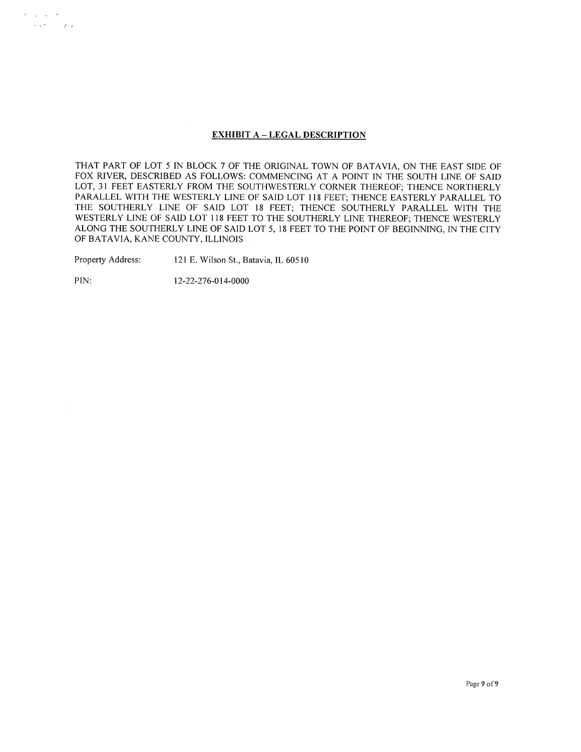## EXHIBIT A – LEGAL DESCRIPTION

THAT PART OF LOT 5 IN BLOCK 7 OF THE ORIGINAL TOWN OF BATAVIA, ON THE EAST SIDE OF FOX RIVER, DESCRIBED AS FOLLOWS: COMMENCING AT A POINT IN THE SOUTH LINE OF SAID LOT, 31 FEET EASTERLY FROM THE SOUTHWESTERLY CORNER THEREOF; THENCE NORTHERLY PARALLEL WITH THE WESTERLY LINE OF SAID LOT 118 FEET; THENCE EASTERLY PARALLEL TO THE SOUTHERLY LINE OF SAID LOT 18 FEET; THENCE SOUTHERLY PARALLEL WITH THE WESTERLY LINE OF SAID LOT 118 FEET TO THE SOUTHERLY LINE THEREOF; THENCE WESTERLY ALONG THE SOUTHERLY LINE OF SAID LOT 5, 18 FEET TO THE POINT OF BEGINNING, IN THE CITY OF BATAVIA, KANE COUNTY, ILLINOIS

Property Address: 121 E. Wilson St., Batavia, IL 60510

PIN: 12-22-276-014-0000